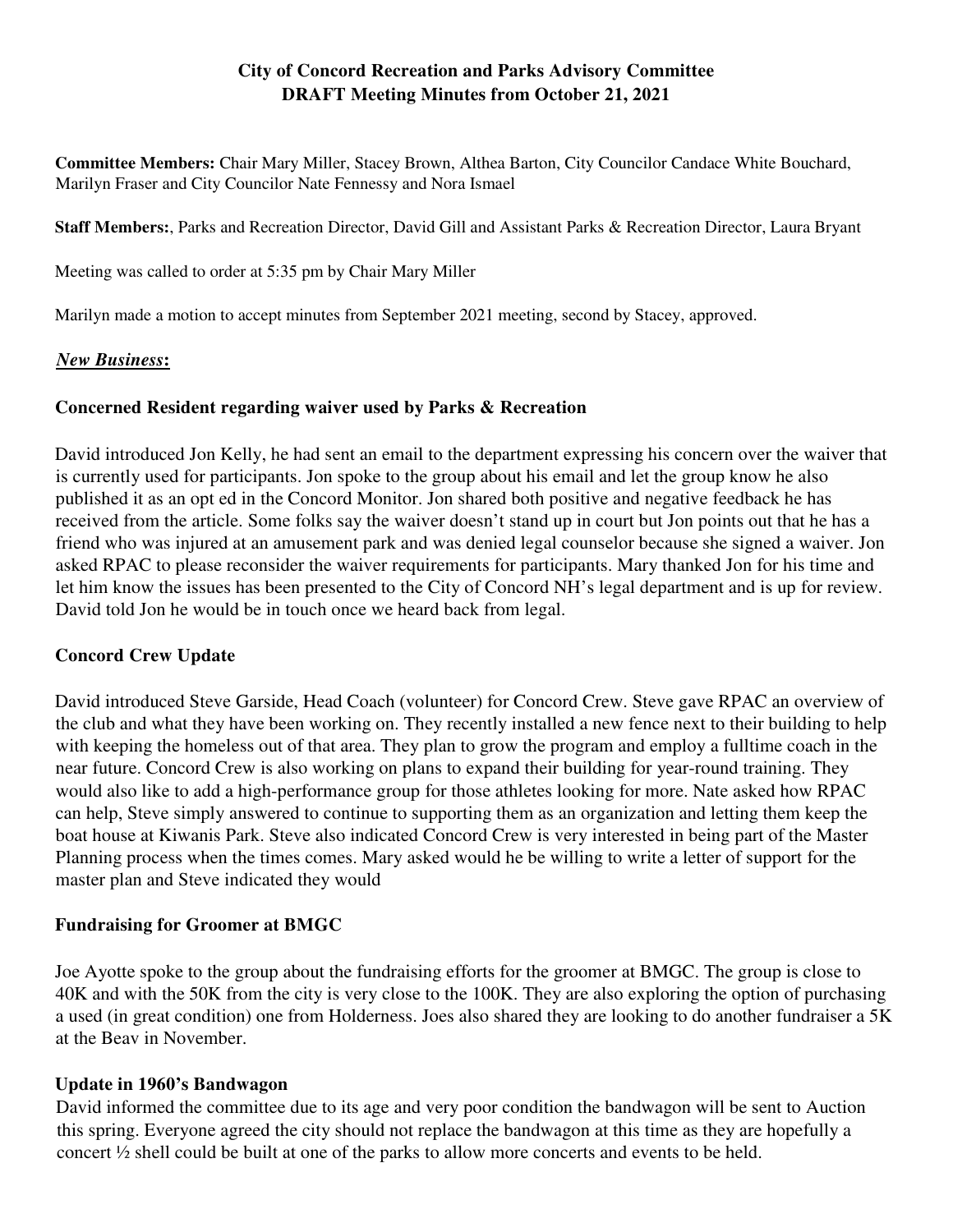**City of Concord Recreation and Parks Advisory Committee**
**DRAFT Meeting Minutes from October 21, 2021**

**Committee Members:** Chair Mary Miller, Stacey Brown, Althea Barton, City Councilor Candace White Bouchard, Marilyn Fraser and City Councilor Nate Fennessy and Nora Ismael

**Staff Members:**, Parks and Recreation Director, David Gill and Assistant Parks & Recreation Director, Laura Bryant

Meeting was called to order at 5:35 pm by Chair Mary Miller

Marilyn made a motion to accept minutes from September 2021 meeting, second by Stacey, approved.

***New Business*:**

**Concerned Resident regarding waiver used by Parks & Recreation**

David introduced Jon Kelly, he had sent an email to the department expressing his concern over the waiver that is currently used for participants. Jon spoke to the group about his email and let the group know he also published it as an opt ed in the Concord Monitor. Jon shared both positive and negative feedback he has received from the article. Some folks say the waiver doesn't stand up in court but Jon points out that he has a friend who was injured at an amusement park and was denied legal counselor because she signed a waiver. Jon asked RPAC to please reconsider the waiver requirements for participants. Mary thanked Jon for his time and let him know the issues has been presented to the City of Concord NH's legal department and is up for review. David told Jon he would be in touch once we heard back from legal.

**Concord Crew Update**

David introduced Steve Garside, Head Coach (volunteer) for Concord Crew. Steve gave RPAC an overview of the club and what they have been working on. They recently installed a new fence next to their building to help with keeping the homeless out of that area. They plan to grow the program and employ a fulltime coach in the near future. Concord Crew is also working on plans to expand their building for year-round training. They would also like to add a high-performance group for those athletes looking for more. Nate asked how RPAC can help, Steve simply answered to continue to supporting them as an organization and letting them keep the boat house at Kiwanis Park. Steve also indicated Concord Crew is very interested in being part of the Master Planning process when the times comes. Mary asked would he be willing to write a letter of support for the master plan and Steve indicated they would

**Fundraising for Groomer at BMGC**

Joe Ayotte spoke to the group about the fundraising efforts for the groomer at BMGC. The group is close to 40K and with the 50K from the city is very close to the 100K. They are also exploring the option of purchasing a used (in great condition) one from Holderness. Joes also shared they are looking to do another fundraiser a 5K at the Beav in November.

**Update in 1960's Bandwagon**

David informed the committee due to its age and very poor condition the bandwagon will be sent to Auction this spring. Everyone agreed the city should not replace the bandwagon at this time as they are hopefully a concert ½ shell could be built at one of the parks to allow more concerts and events to be held.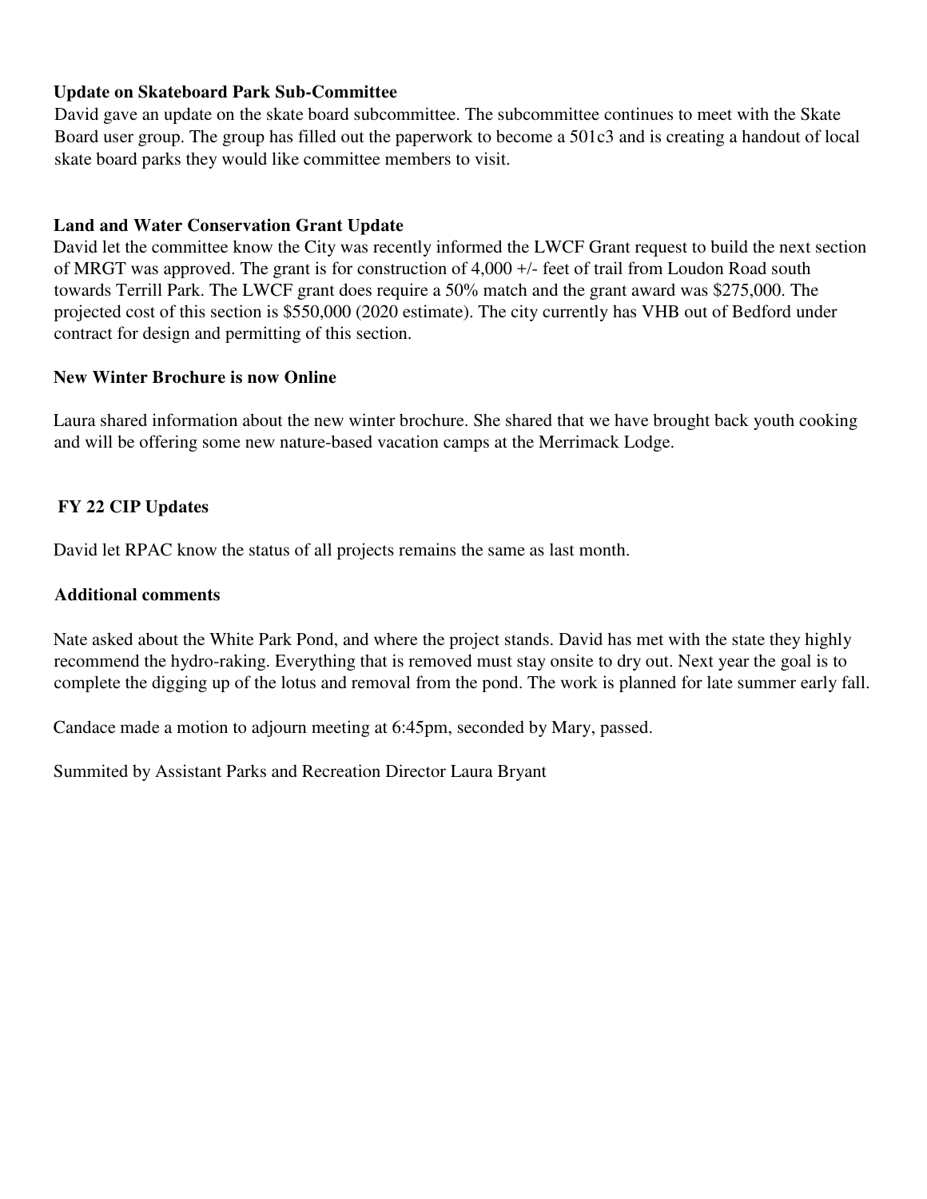**Update on Skateboard Park Sub-Committee**

David gave an update on the skate board subcommittee. The subcommittee continues to meet with the Skate Board user group. The group has filled out the paperwork to become a 501c3 and is creating a handout of local skate board parks they would like committee members to visit.

**Land and Water Conservation Grant Update**

David let the committee know the City was recently informed the LWCF Grant request to build the next section of MRGT was approved. The grant is for construction of 4,000 +/- feet of trail from Loudon Road south towards Terrill Park. The LWCF grant does require a 50% match and the grant award was $275,000. The projected cost of this section is $550,000 (2020 estimate). The city currently has VHB out of Bedford under contract for design and permitting of this section.

**New Winter Brochure is now Online**

Laura shared information about the new winter brochure. She shared that we have brought back youth cooking and will be offering some new nature-based vacation camps at the Merrimack Lodge.

**FY 22 CIP Updates**

David let RPAC know the status of all projects remains the same as last month.

**Additional comments**

Nate asked about the White Park Pond, and where the project stands. David has met with the state they highly recommend the hydro-raking. Everything that is removed must stay onsite to dry out. Next year the goal is to complete the digging up of the lotus and removal from the pond. The work is planned for late summer early fall.

Candace made a motion to adjourn meeting at 6:45pm, seconded by Mary, passed.

Summited by Assistant Parks and Recreation Director Laura Bryant